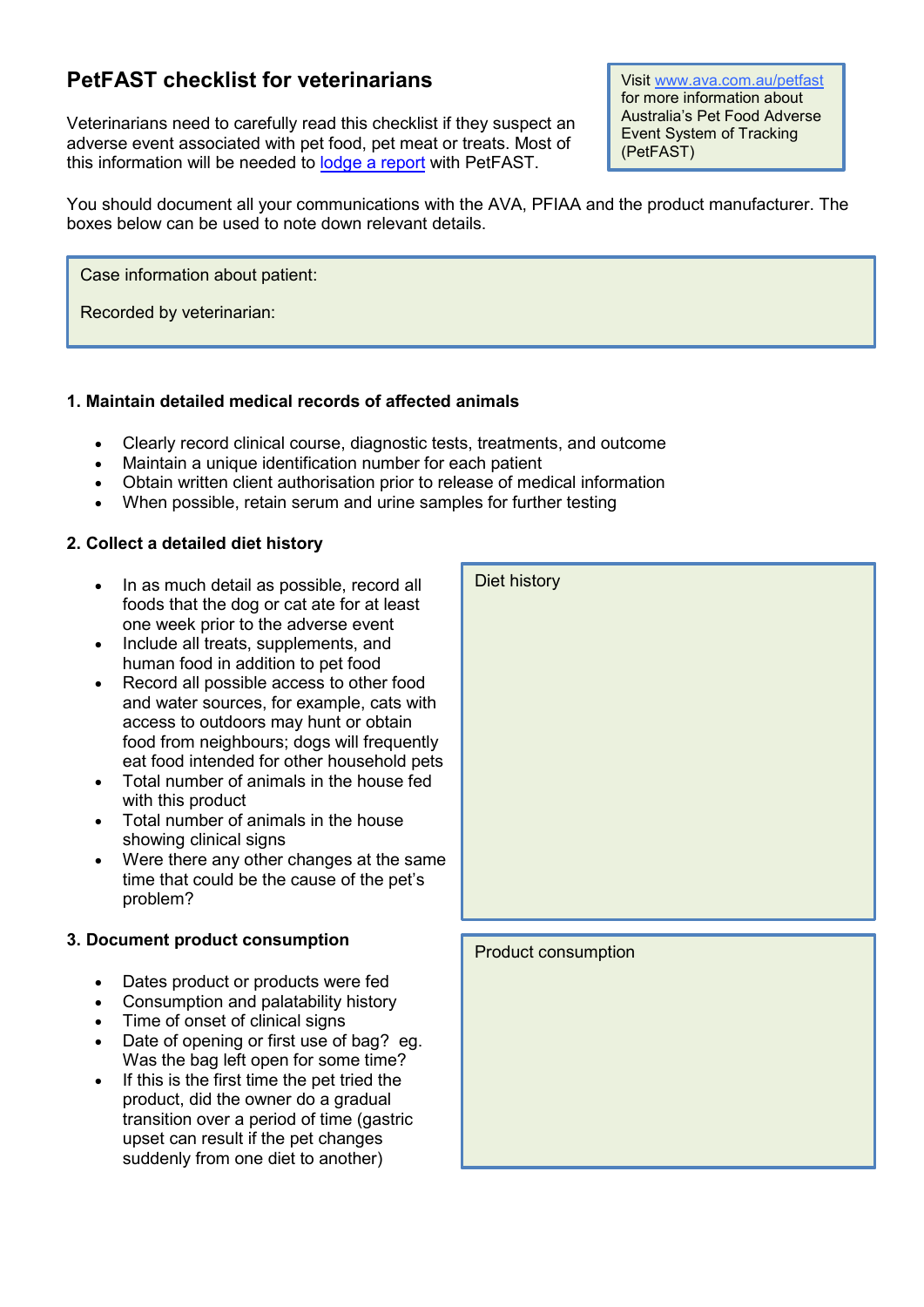# PetFAST checklist for veterinarians

Veterinarians need to carefully read this checklist if they suspect an adverse event associated with pet food, pet meat or treats. Most of this information will be needed to [lodge a report](#) with PetFAST.

Visit [www.ava.com.au/petfast](http://www.ava.com.au/petfast) for more information about Australia's Pet Food Adverse Event System of Tracking (PetFAST)

You should document all your communications with the AVA, PFIAA and the product manufacturer. The boxes below can be used to note down relevant details.

Case information about patient:

Recorded by veterinarian:

### 1. Maintain detailed medical records of affected animals

- Clearly record clinical course, diagnostic tests, treatments, and outcome
- Maintain a unique identification number for each patient
- Obtain written client authorisation prior to release of medical information
- When possible, retain serum and urine samples for further testing

### 2. Collect a detailed diet history

- In as much detail as possible, record all foods that the dog or cat ate for at least one week prior to the adverse event
- Include all treats, supplements, and human food in addition to pet food
- Record all possible access to other food and water sources, for example, cats with access to outdoors may hunt or obtain food from neighbours; dogs will frequently eat food intended for other household pets
- Total number of animals in the house fed with this product
- Total number of animals in the house showing clinical signs
- Were there any other changes at the same time that could be the cause of the pet's problem?

Diet history

### 3. Document product consumption

- Dates product or products were fed
- Consumption and palatability history
- Time of onset of clinical signs
- Date of opening or first use of bag? eg. Was the bag left open for some time?
- If this is the first time the pet tried the product, did the owner do a gradual transition over a period of time (gastric upset can result if the pet changes suddenly from one diet to another)

Product consumption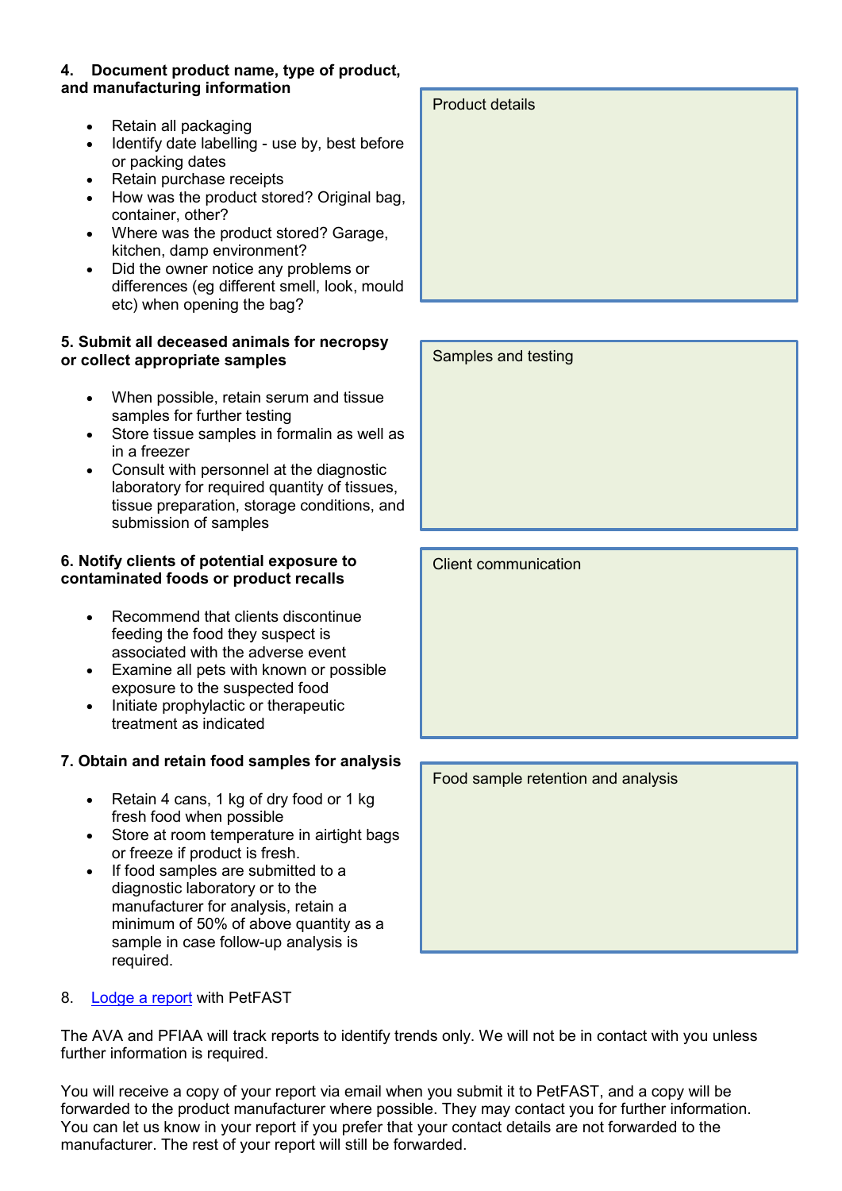**4. Document product name, type of product, and manufacturing information**

- Retain all packaging
- Identify date labelling - use by, best before or packing dates
- Retain purchase receipts
- How was the product stored? Original bag, container, other?
- Where was the product stored? Garage, kitchen, damp environment?
- Did the owner notice any problems or differences (eg different smell, look, mould etc) when opening the bag?

Product details

**5. Submit all deceased animals for necropsy or collect appropriate samples**

- When possible, retain serum and tissue samples for further testing
- Store tissue samples in formalin as well as in a freezer
- Consult with personnel at the diagnostic laboratory for required quantity of tissues, tissue preparation, storage conditions, and submission of samples

Samples and testing

**6. Notify clients of potential exposure to contaminated foods or product recalls**

- Recommend that clients discontinue feeding the food they suspect is associated with the adverse event
- Examine all pets with known or possible exposure to the suspected food
- Initiate prophylactic or therapeutic treatment as indicated

Client communication

**7. Obtain and retain food samples for analysis**

- Retain 4 cans, 1 kg of dry food or 1 kg fresh food when possible
- Store at room temperature in airtight bags or freeze if product is fresh.
- If food samples are submitted to a diagnostic laboratory or to the manufacturer for analysis, retain a minimum of 50% of above quantity as a sample in case follow-up analysis is required.

Food sample retention and analysis

8. Lodge a report with PetFAST

The AVA and PFIAA will track reports to identify trends only. We will not be in contact with you unless further information is required.

You will receive a copy of your report via email when you submit it to PetFAST, and a copy will be forwarded to the product manufacturer where possible. They may contact you for further information. You can let us know in your report if you prefer that your contact details are not forwarded to the manufacturer. The rest of your report will still be forwarded.